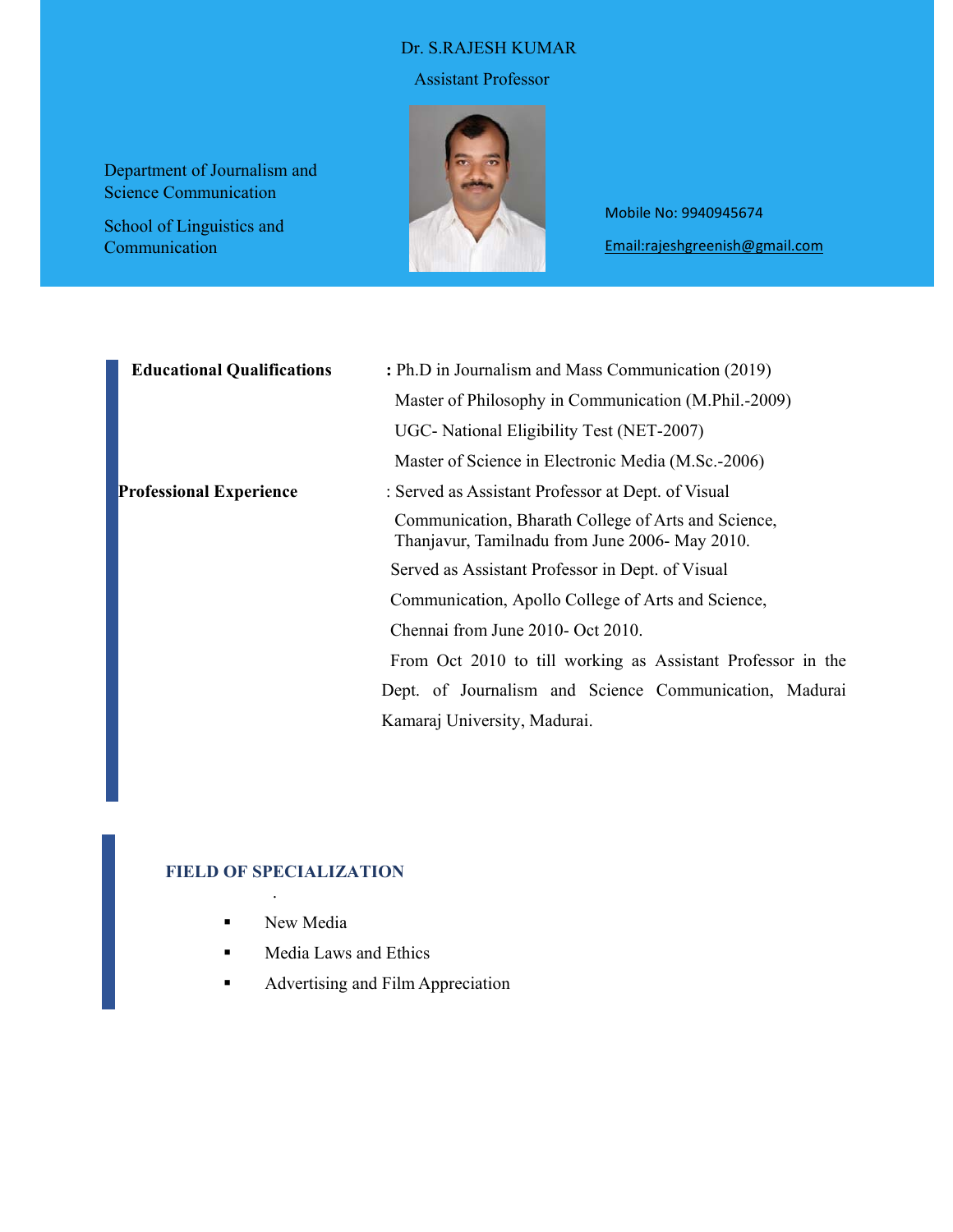# Dr. S.RAJESH KUMAR

Assistant Professor

Department of Journalism and Science Communication

School of Linguistics and Communication

Mobile No: 9940945674

Email:rajeshgreenish@gmail.com

**Educational Qualifications** : Ph.D in Journalism and Mass Communication (2019)

Master of Philosophy in Communication (M.Phil.-2009)

UGC- National Eligibility Test (NET-2007)

Master of Science in Electronic Media (M.Sc.-2006)

**Professional Experience** : Served as Assistant Professor at Dept. of Visual Communication, Bharath College of Arts and Science, Thanjavur, Tamilnadu from June 2006- May 2010.

Served as Assistant Professor in Dept. of Visual Communication, Apollo College of Arts and Science, Chennai from June 2010- Oct 2010.

From Oct 2010 to till working as Assistant Professor in the Dept. of Journalism and Science Communication, Madurai Kamaraj University, Madurai.

## FIELD OF SPECIALIZATION

- New Media
- Media Laws and Ethics
- Advertising and Film Appreciation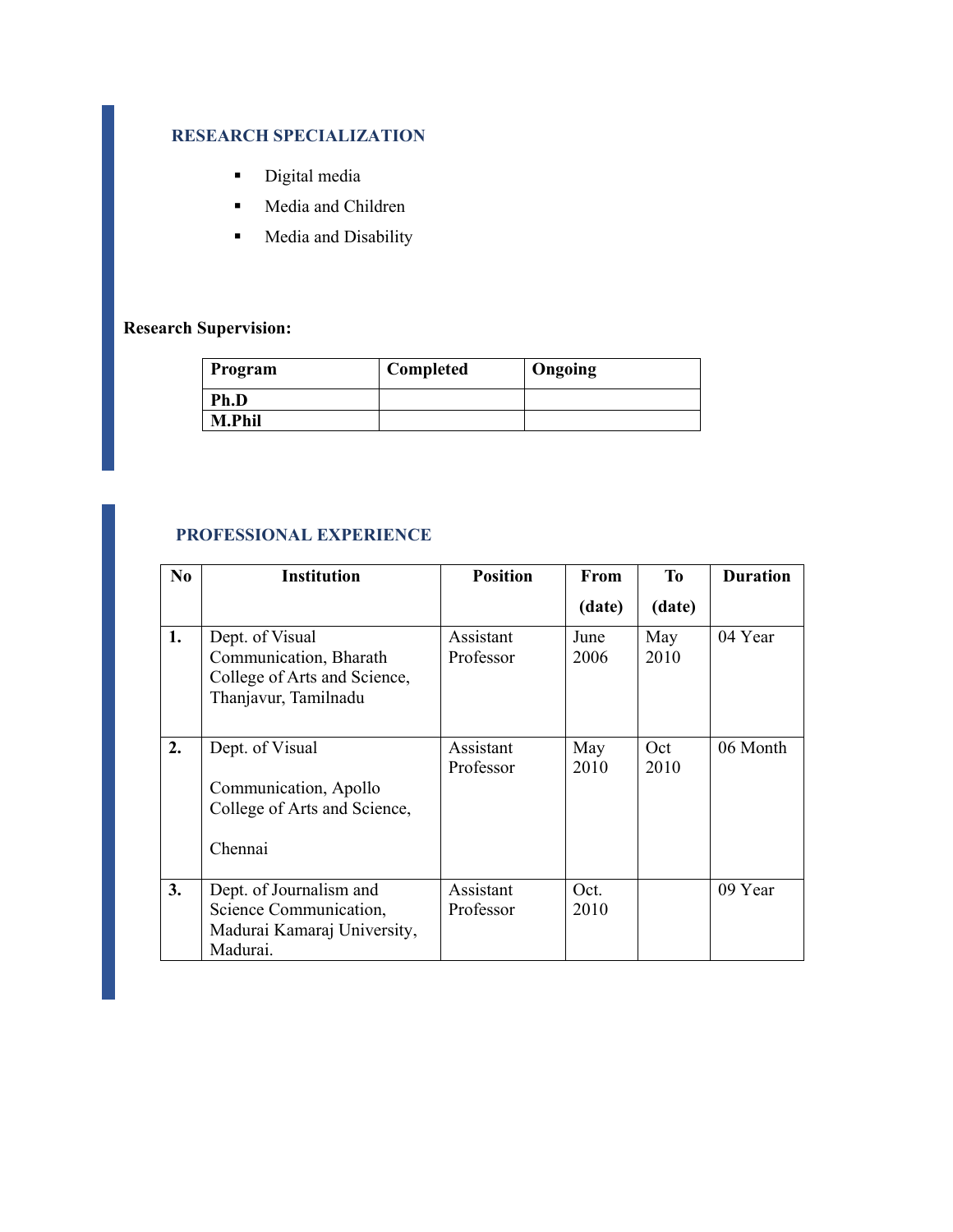## RESEARCH SPECIALIZATION

- Digital media
- Media and Children
- Media and Disability

**Research Supervision:**

| Program | Completed | Ongoing |
|---|---|---|
| **Ph.D** | | |
| **M.Phil** | | |

## PROFESSIONAL EXPERIENCE

| No | Institution | Position | From (date) | To (date) | Duration |
|---|---|---|---|---|---|
| **1.** | Dept. of Visual Communication, Bharath College of Arts and Science, Thanjavur, Tamilnadu | Assistant Professor | June 2006 | May 2010 | 04 Year |
| **2.** | Dept. of Visual Communication, Apollo College of Arts and Science, Chennai | Assistant Professor | May 2010 | Oct 2010 | 06 Month |
| **3.** | Dept. of Journalism and Science Communication, Madurai Kamaraj University, Madurai. | Assistant Professor | Oct. 2010 | | 09 Year |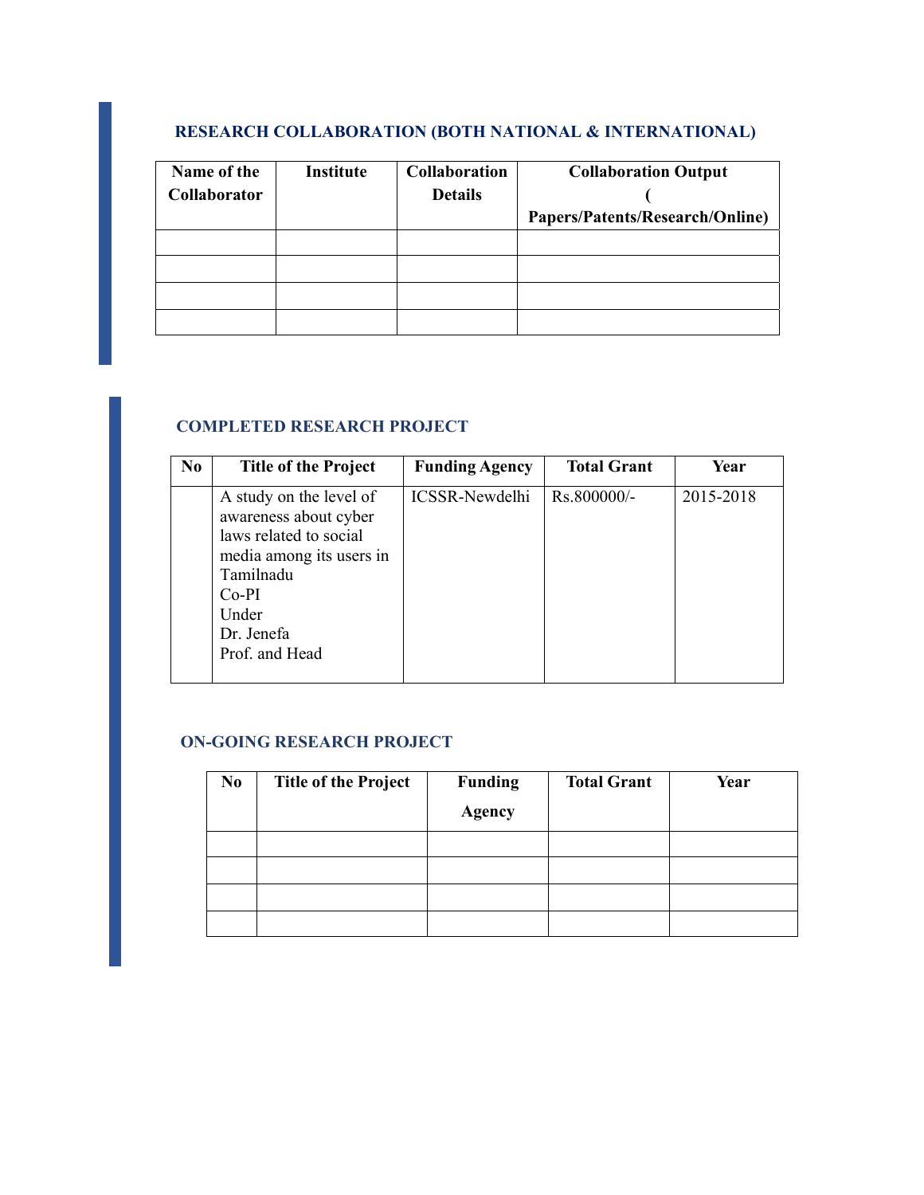## RESEARCH COLLABORATION (BOTH NATIONAL & INTERNATIONAL)

| Name of the Collaborator | Institute | Collaboration Details | Collaboration Output ( Papers/Patents/Research/Online) |
|---|---|---|---|
| | | | |
| | | | |
| | | | |
| | | | |

## COMPLETED RESEARCH PROJECT

| No | Title of the Project | Funding Agency | Total Grant | Year |
|---|---|---|---|---|
| | A study on the level of awareness about cyber laws related to social media among its users in Tamilnadu Co-PI Under Dr. Jenefa Prof. and Head | ICSSR-Newdelhi | Rs.800000/- | 2015-2018 |

## ON-GOING RESEARCH PROJECT

| No | Title of the Project | Funding Agency | Total Grant | Year |
|---|---|---|---|---|
| | | | | |
| | | | | |
| | | | | |
| | | | | |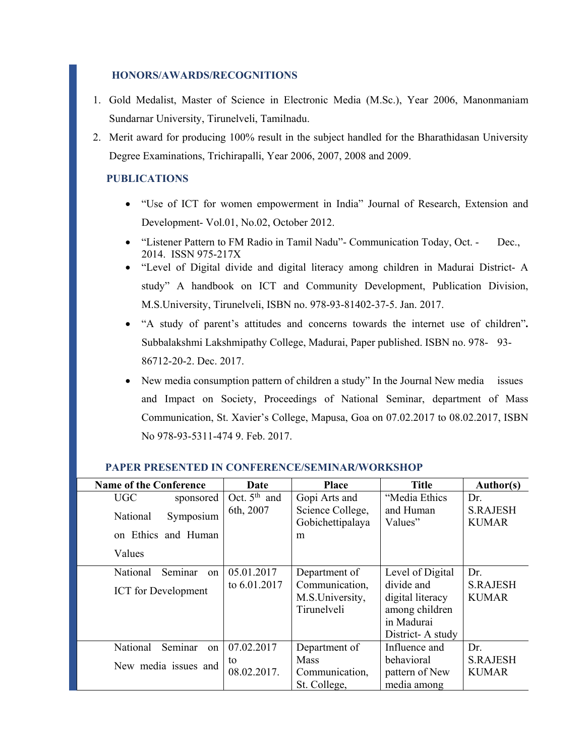### HONORS/AWARDS/RECOGNITIONS

1. Gold Medalist, Master of Science in Electronic Media (M.Sc.), Year 2006, Manonmaniam Sundarnar University, Tirunelveli, Tamilnadu.
2. Merit award for producing 100% result in the subject handled for the Bharathidasan University Degree Examinations, Trichirapalli, Year 2006, 2007, 2008 and 2009.

### PUBLICATIONS

- "Use of ICT for women empowerment in India" Journal of Research, Extension and Development- Vol.01, No.02, October 2012.
- "Listener Pattern to FM Radio in Tamil Nadu"- Communication Today, Oct. - Dec., 2014. ISSN 975-217X
- "Level of Digital divide and digital literacy among children in Madurai District- A study" A handbook on ICT and Community Development, Publication Division, M.S.University, Tirunelveli, ISBN no. 978-93-81402-37-5. Jan. 2017.
- "A study of parent's attitudes and concerns towards the internet use of children". Subbalakshmi Lakshmipathy College, Madurai, Paper published. ISBN no. 978- 93-86712-20-2. Dec. 2017.
- New media consumption pattern of children a study" In the Journal New media issues and Impact on Society, Proceedings of National Seminar, department of Mass Communication, St. Xavier's College, Mapusa, Goa on 07.02.2017 to 08.02.2017, ISBN No 978-93-5311-474 9. Feb. 2017.

### PAPER PRESENTED IN CONFERENCE/SEMINAR/WORKSHOP

| Name of the Conference | Date | Place | Title | Author(s) |
|---|---|---|---|---|
| UGC sponsored National Symposium on Ethics and Human Values | Oct. 5th and 6th, 2007 | Gopi Arts and Science College, Gobichettipalayam | "Media Ethics and Human Values" | Dr. S.RAJESH KUMAR |
| National Seminar on ICT for Development | 05.01.2017 to 6.01.2017 | Department of Communication, M.S.University, Tirunelveli | Level of Digital divide and digital literacy among children in Madurai District- A study | Dr. S.RAJESH KUMAR |
| National Seminar on New media issues and | 07.02.2017 to 08.02.2017. | Department of Mass Communication, St. College, | Influence and behavioral pattern of New media among | Dr. S.RAJESH KUMAR |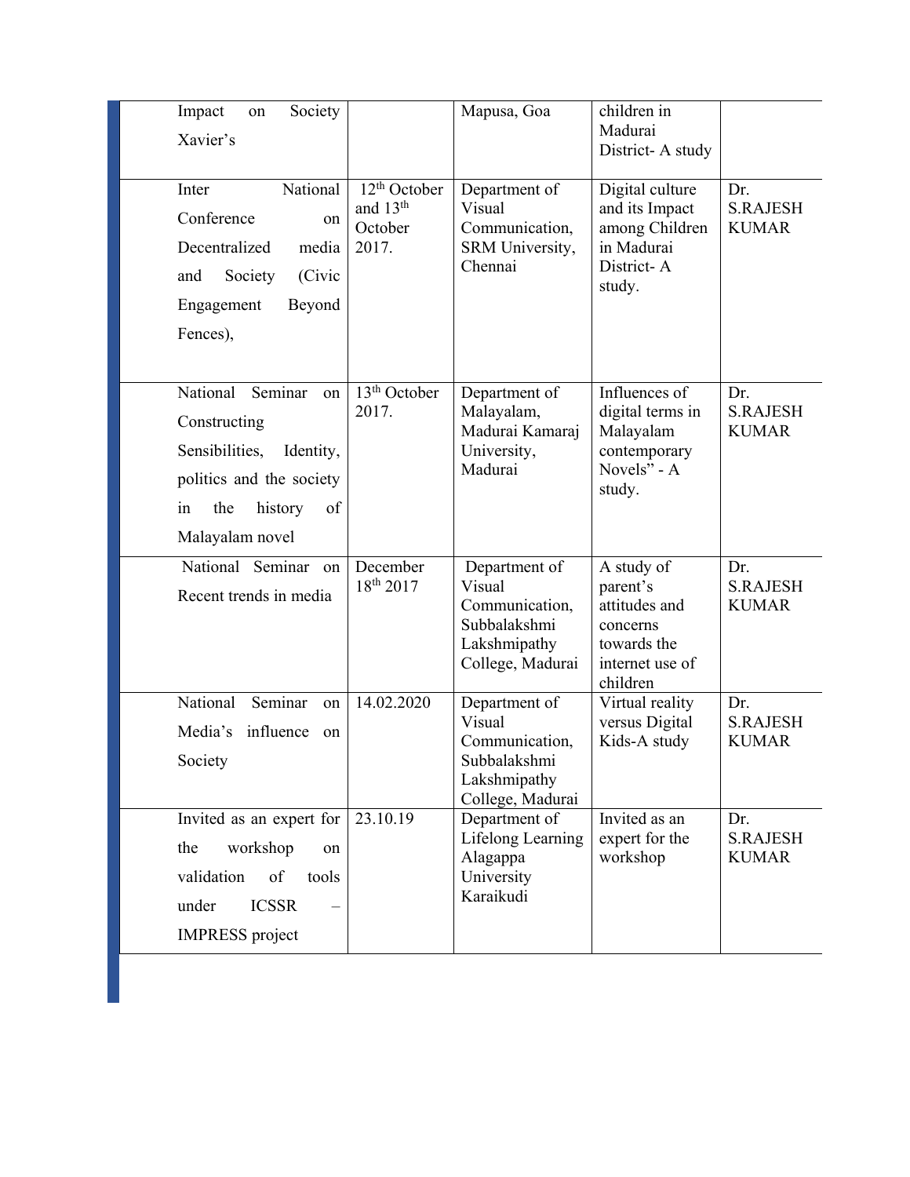| | | | | |
|---|---|---|---|---|
| Impact on Society Xavier's | | Mapusa, Goa | children in Madurai District- A study | |
| Inter National Conference on Decentralized media and Society (Civic Engagement Beyond Fences), | 12th October and 13th October 2017. | Department of Visual Communication, SRM University, Chennai | Digital culture and its Impact among Children in Madurai District- A study. | Dr. S.RAJESH KUMAR |
| National Seminar on Constructing Sensibilities, Identity, politics and the society in the history of Malayalam novel | 13th October 2017. | Department of Malayalam, Madurai Kamaraj University, Madurai | Influences of digital terms in Malayalam contemporary Novels" - A study. | Dr. S.RAJESH KUMAR |
| National Seminar on Recent trends in media | December 18th 2017 | Department of Visual Communication, Subbalakshmi Lakshmipathy College, Madurai | A study of parent's attitudes and concerns towards the internet use of children | Dr. S.RAJESH KUMAR |
| National Seminar on Media's influence on Society | 14.02.2020 | Department of Visual Communication, Subbalakshmi Lakshmipathy College, Madurai | Virtual reality versus Digital Kids-A study | Dr. S.RAJESH KUMAR |
| Invited as an expert for the workshop on validation of tools under ICSSR – IMPRESS project | 23.10.19 | Department of Lifelong Learning Alagappa University Karaikudi | Invited as an expert for the workshop | Dr. S.RAJESH KUMAR |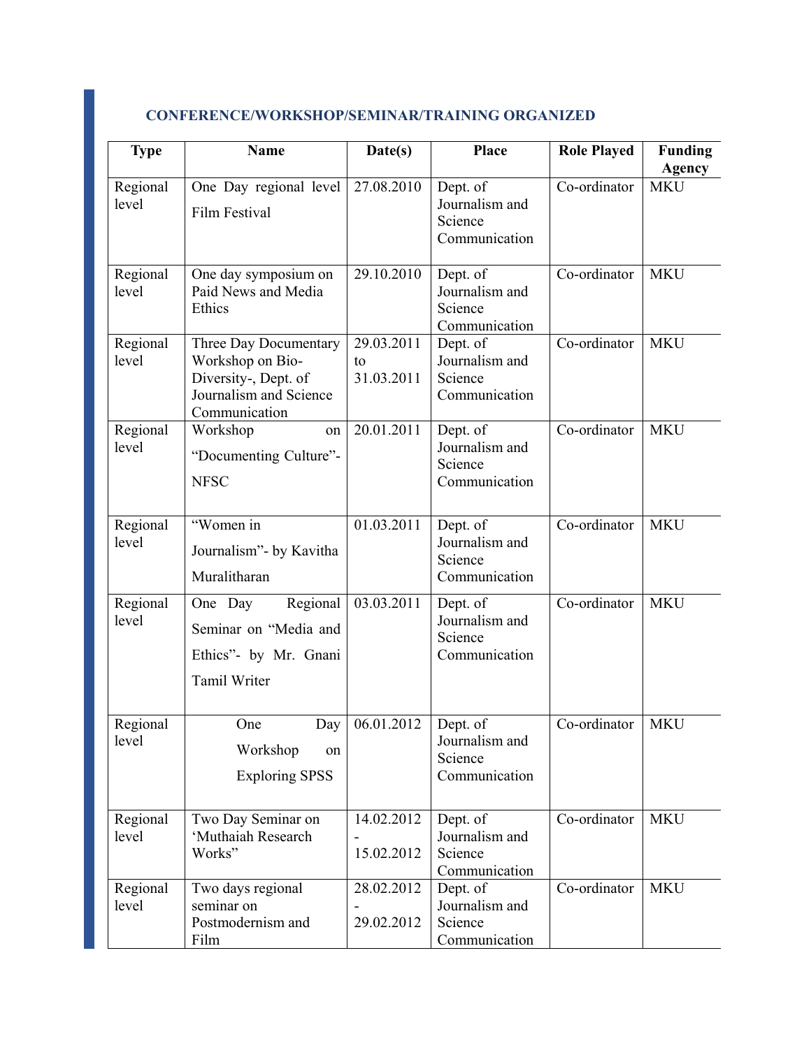## CONFERENCE/WORKSHOP/SEMINAR/TRAINING ORGANIZED

| Type | Name | Date(s) | Place | Role Played | Funding Agency |
|---|---|---|---|---|---|
| Regional level | One Day regional level Film Festival | 27.08.2010 | Dept. of Journalism and Science Communication | Co-ordinator | MKU |
| Regional level | One day symposium on Paid News and Media Ethics | 29.10.2010 | Dept. of Journalism and Science Communication | Co-ordinator | MKU |
| Regional level | Three Day Documentary Workshop on Bio-Diversity-, Dept. of Journalism and Science Communication | 29.03.2011 to 31.03.2011 | Dept. of Journalism and Science Communication | Co-ordinator | MKU |
| Regional level | Workshop on "Documenting Culture"- NFSC | 20.01.2011 | Dept. of Journalism and Science Communication | Co-ordinator | MKU |
| Regional level | "Women in Journalism"- by Kavitha Muralitharan | 01.03.2011 | Dept. of Journalism and Science Communication | Co-ordinator | MKU |
| Regional level | One Day Regional Seminar on "Media and Ethics"- by Mr. Gnani Tamil Writer | 03.03.2011 | Dept. of Journalism and Science Communication | Co-ordinator | MKU |
| Regional level | One Day Workshop on Exploring SPSS | 06.01.2012 | Dept. of Journalism and Science Communication | Co-ordinator | MKU |
| Regional level | Two Day Seminar on 'Muthaiah Research Works" | 14.02.2012 - 15.02.2012 | Dept. of Journalism and Science Communication | Co-ordinator | MKU |
| Regional level | Two days regional seminar on Postmodernism and Film | 28.02.2012 - 29.02.2012 | Dept. of Journalism and Science Communication | Co-ordinator | MKU |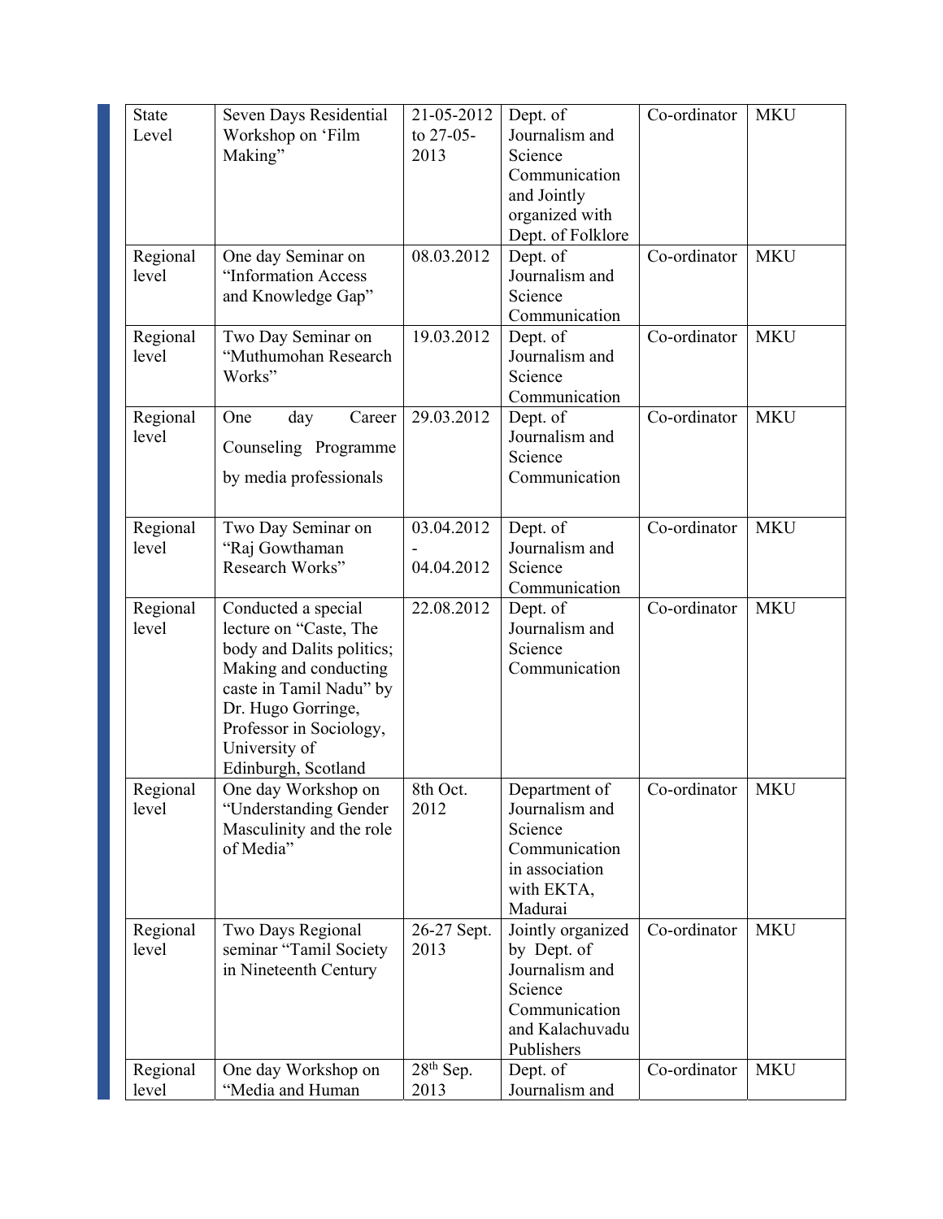| State Level | Seven Days Residential Workshop on 'Film Making" | 21-05-2012 to 27-05-2013 | Dept. of Journalism and Science Communication and Jointly organized with Dept. of Folklore | Co-ordinator | MKU |
|---|---|---|---|---|---|
| Regional level | One day Seminar on "Information Access and Knowledge Gap" | 08.03.2012 | Dept. of Journalism and Science Communication | Co-ordinator | MKU |
| Regional level | Two Day Seminar on "Muthumohan Research Works" | 19.03.2012 | Dept. of Journalism and Science Communication | Co-ordinator | MKU |
| Regional level | One day Career Counseling Programme by media professionals | 29.03.2012 | Dept. of Journalism and Science Communication | Co-ordinator | MKU |
| Regional level | Two Day Seminar on "Raj Gowthaman Research Works" | 03.04.2012 - 04.04.2012 | Dept. of Journalism and Science Communication | Co-ordinator | MKU |
| Regional level | Conducted a special lecture on "Caste, The body and Dalits politics; Making and conducting caste in Tamil Nadu" by Dr. Hugo Gorringe, Professor in Sociology, University of Edinburgh, Scotland | 22.08.2012 | Dept. of Journalism and Science Communication | Co-ordinator | MKU |
| Regional level | One day Workshop on "Understanding Gender Masculinity and the role of Media" | 8th Oct. 2012 | Department of Journalism and Science Communication in association with EKTA, Madurai | Co-ordinator | MKU |
| Regional level | Two Days Regional seminar "Tamil Society in Nineteenth Century | 26-27 Sept. 2013 | Jointly organized by Dept. of Journalism and Science Communication and Kalachuvadu Publishers | Co-ordinator | MKU |
| Regional level | One day Workshop on "Media and Human | 28th Sep. 2013 | Dept. of Journalism and | Co-ordinator | MKU |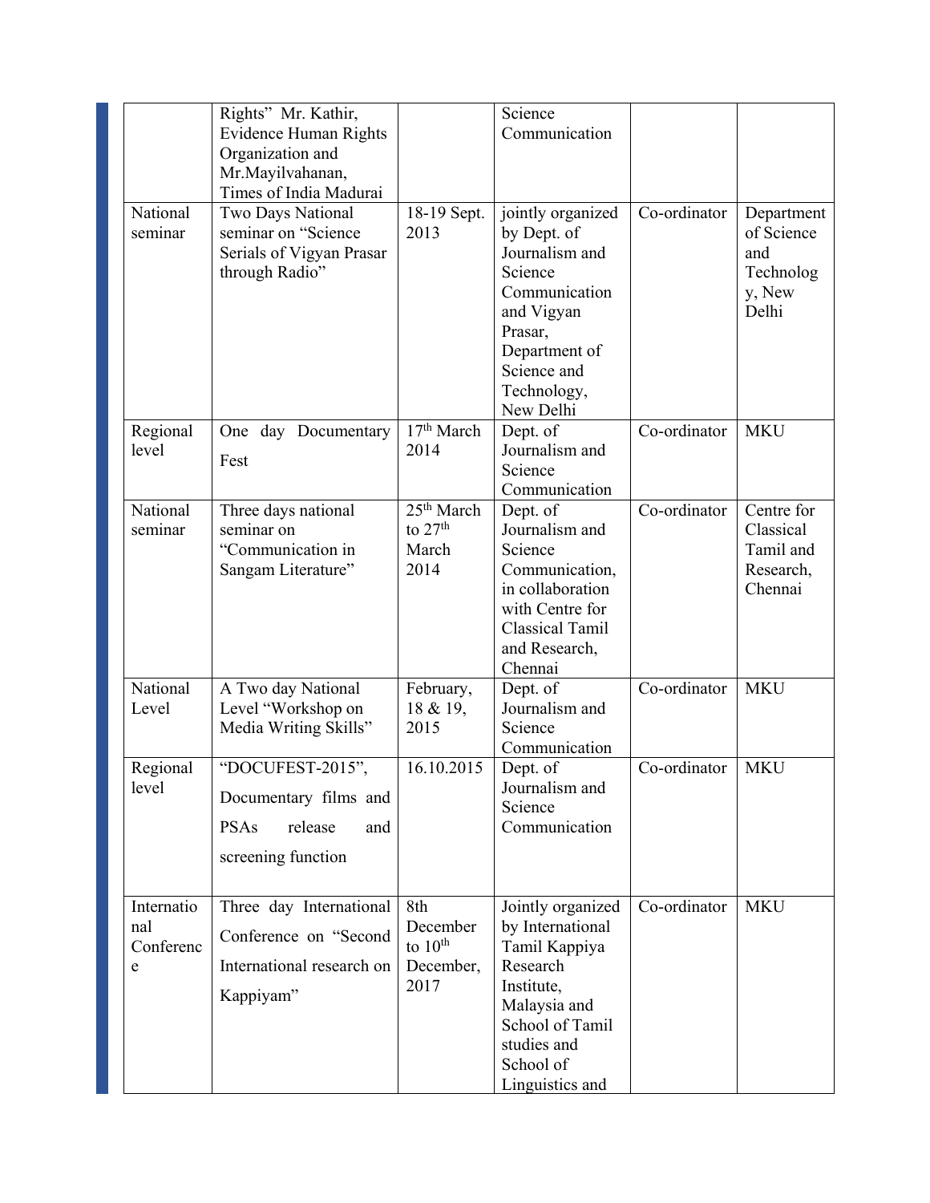| | | | | | |
|---|---|---|---|---|---|
| | Rights" Mr. Kathir, Evidence Human Rights Organization and Mr.Mayilvahanan, Times of India Madurai | | Science Communication | | |
| National seminar | Two Days National seminar on "Science Serials of Vigyan Prasar through Radio" | 18-19 Sept. 2013 | jointly organized by Dept. of Journalism and Science Communication and Vigyan Prasar, Department of Science and Technology, New Delhi | Co-ordinator | Department of Science and Technology, New Delhi |
| Regional level | One day Documentary Fest | 17th March 2014 | Dept. of Journalism and Science Communication | Co-ordinator | MKU |
| National seminar | Three days national seminar on "Communication in Sangam Literature" | 25th March to 27th March 2014 | Dept. of Journalism and Science Communication, in collaboration with Centre for Classical Tamil and Research, Chennai | Co-ordinator | Centre for Classical Tamil and Research, Chennai |
| National Level | A Two day National Level "Workshop on Media Writing Skills" | February, 18 & 19, 2015 | Dept. of Journalism and Science Communication | Co-ordinator | MKU |
| Regional level | "DOCUFEST-2015", Documentary films and PSAs release and screening function | 16.10.2015 | Dept. of Journalism and Science Communication | Co-ordinator | MKU |
| International Conference | Three day International Conference on "Second International research on Kappiyam" | 8th December to 10th December, 2017 | Jointly organized by International Tamil Kappiya Research Institute, Malaysia and School of Tamil studies and School of Linguistics and | Co-ordinator | MKU |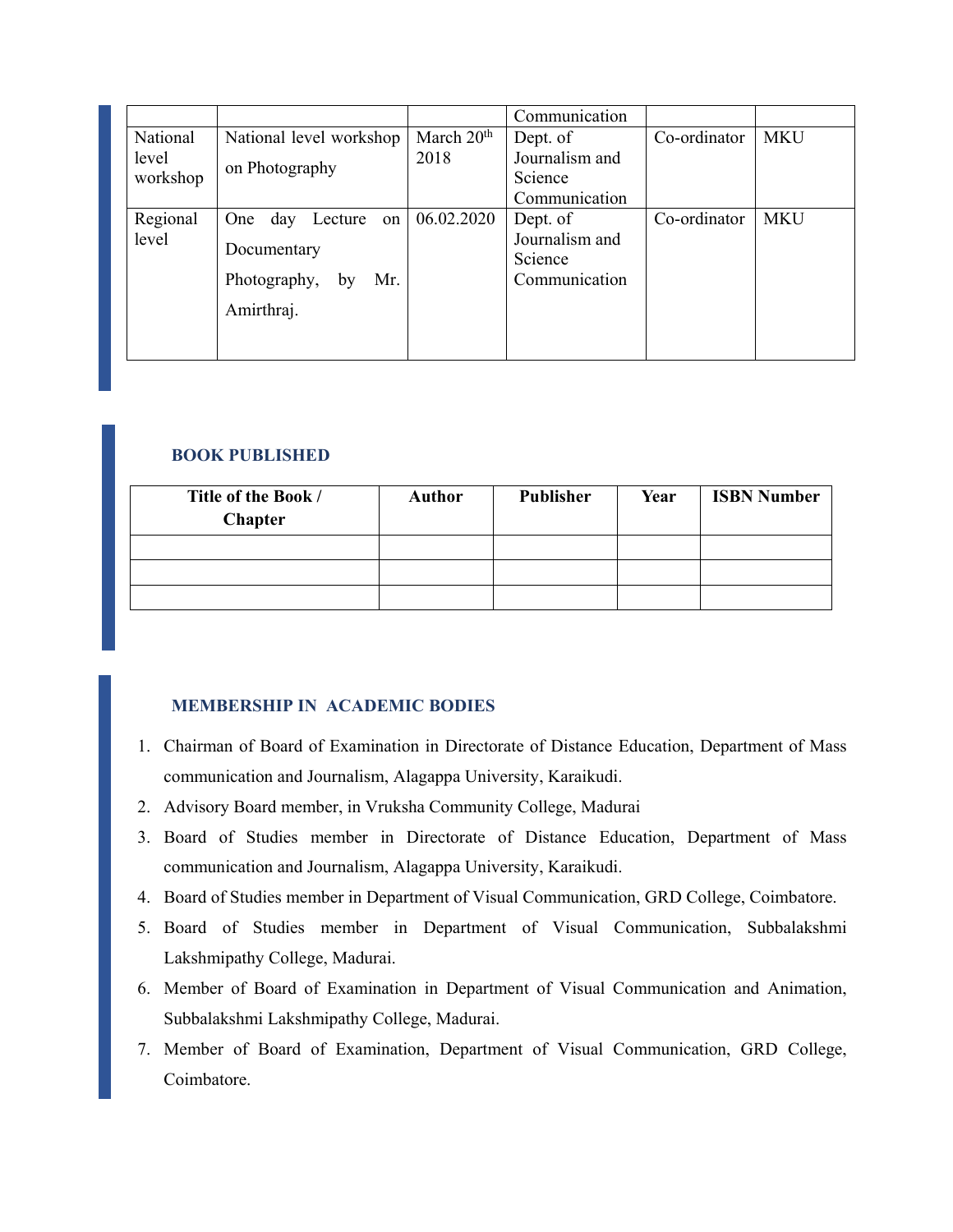| | | | Communication | | |
|---|---|---|---|---|---|
| National level workshop | National level workshop on Photography | March 20th 2018 | Dept. of Journalism and Science Communication | Co-ordinator | MKU |
| Regional level | One day Lecture on Documentary Photography, by Mr. Amirthraj. | 06.02.2020 | Dept. of Journalism and Science Communication | Co-ordinator | MKU |

## BOOK PUBLISHED

| Title of the Book / Chapter | Author | Publisher | Year | ISBN Number |
|---|---|---|---|---|
| | | | | |
| | | | | |
| | | | | |

## MEMBERSHIP IN ACADEMIC BODIES

1. Chairman of Board of Examination in Directorate of Distance Education, Department of Mass communication and Journalism, Alagappa University, Karaikudi.
2. Advisory Board member, in Vruksha Community College, Madurai
3. Board of Studies member in Directorate of Distance Education, Department of Mass communication and Journalism, Alagappa University, Karaikudi.
4. Board of Studies member in Department of Visual Communication, GRD College, Coimbatore.
5. Board of Studies member in Department of Visual Communication, Subbalakshmi Lakshmipathy College, Madurai.
6. Member of Board of Examination in Department of Visual Communication and Animation, Subbalakshmi Lakshmipathy College, Madurai.
7. Member of Board of Examination, Department of Visual Communication, GRD College, Coimbatore.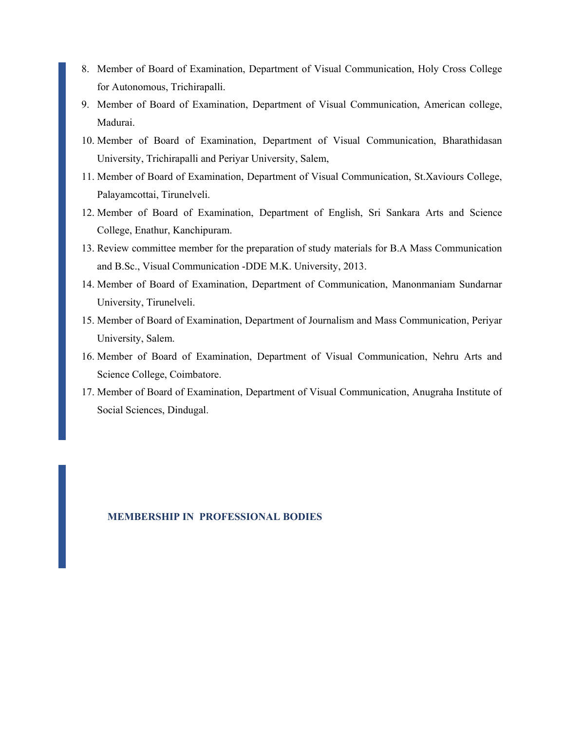8. Member of Board of Examination, Department of Visual Communication, Holy Cross College for Autonomous, Trichirapalli.
9. Member of Board of Examination, Department of Visual Communication, American college, Madurai.
10. Member of Board of Examination, Department of Visual Communication, Bharathidasan University, Trichirapalli and Periyar University, Salem,
11. Member of Board of Examination, Department of Visual Communication, St.Xaviours College, Palayamcottai, Tirunelveli.
12. Member of Board of Examination, Department of English, Sri Sankara Arts and Science College, Enathur, Kanchipuram.
13. Review committee member for the preparation of study materials for B.A Mass Communication and B.Sc., Visual Communication -DDE M.K. University, 2013.
14. Member of Board of Examination, Department of Communication, Manonmaniam Sundarnar University, Tirunelveli.
15. Member of Board of Examination, Department of Journalism and Mass Communication, Periyar University, Salem.
16. Member of Board of Examination, Department of Visual Communication, Nehru Arts and Science College, Coimbatore.
17. Member of Board of Examination, Department of Visual Communication, Anugraha Institute of Social Sciences, Dindugal.

## MEMBERSHIP IN PROFESSIONAL BODIES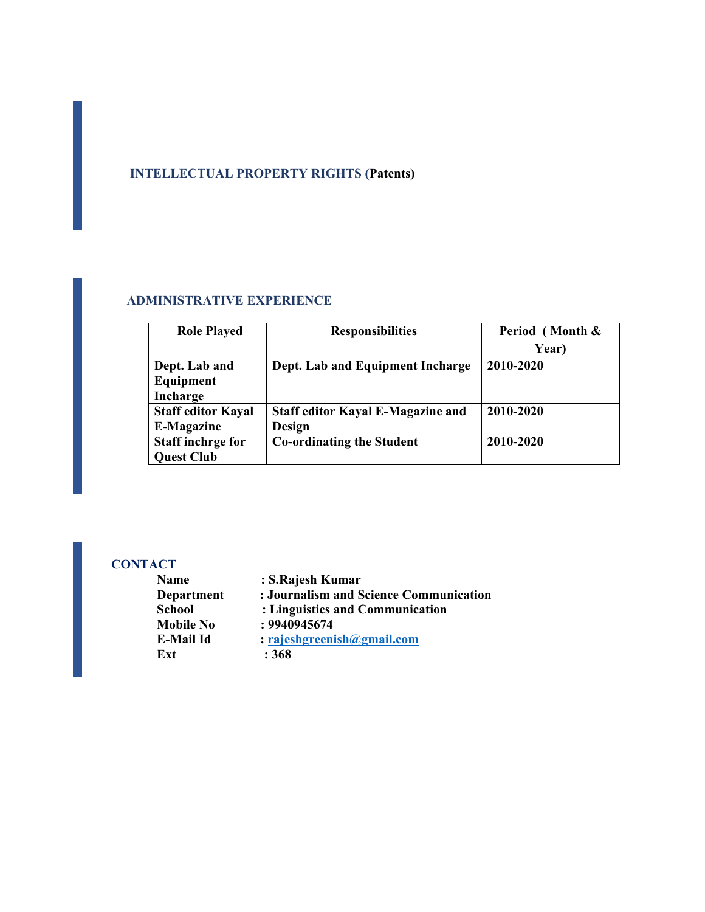## INTELLECTUAL PROPERTY RIGHTS (Patents)

## ADMINISTRATIVE EXPERIENCE

| Role Played | Responsibilities | Period ( Month & Year) |
|---|---|---|
| **Dept. Lab and Equipment Incharge** | **Dept. Lab and Equipment Incharge** | **2010-2020** |
| **Staff editor Kayal E-Magazine** | **Staff editor Kayal E-Magazine and Design** | **2010-2020** |
| **Staff inchrge for Quest Club** | **Co-ordinating the Student** | **2010-2020** |

## CONTACT

**Name** : **S.Rajesh Kumar**
**Department** : **Journalism and Science Communication**
**School** : **Linguistics and Communication**
**Mobile No** : **9940945674**
**E-Mail Id** : **rajeshgreenish@gmail.com**
**Ext** : **368**